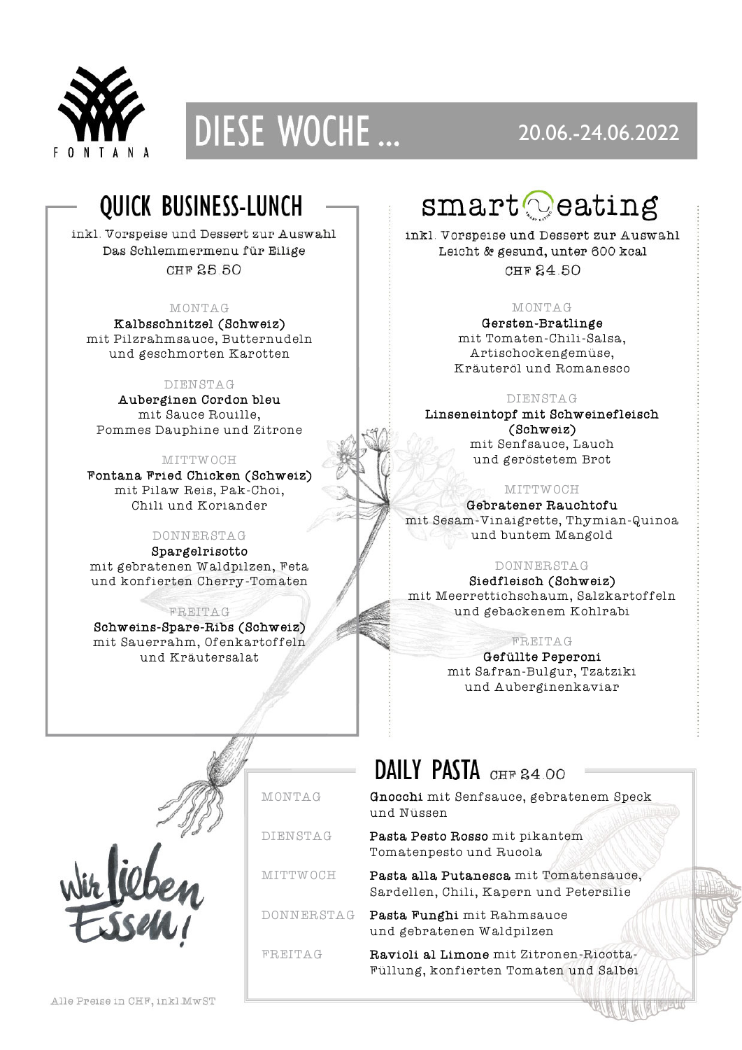FONTANA

# DIESE WOCHE ...

20.06.-24.06.2022

## QUICK BUSINESS-LUNCH

inkl. Vorspeise und Dessert zur Auswahl
Das Schlemmermenu für Eilige
CHF 25.50

MONTAG
**Kalbsschnitzel (Schweiz)**
mit Pilzrahmsauce, Butternudeln und geschmorten Karotten

DIENSTAG
**Auberginen Cordon bleu**
mit Sauce Rouille, Pommes Dauphine und Zitrone

MITTWOCH
**Fontana Fried Chicken (Schweiz)**
mit Pilaw Reis, Pak-Choi, Chili und Koriander

DONNERSTAG
**Spargelrisotto**
mit gebratenen Waldpilzen, Feta und konfierten Cherry-Tomaten

FREITAG
**Schweins-Spare-Ribs (Schweiz)**
mit Sauerrahm, Ofenkartoffeln und Kräutersalat

## smart eating

inkl. Vorspeise und Dessert zur Auswahl
**Leicht & gesund, unter 600 kcal**
CHF 24.50

MONTAG
**Gersten-Bratlinge**
mit Tomaten-Chili-Salsa, Artischockengemüse, Kräuteröl und Romanesco

DIENSTAG
**Linseneintopf mit Schweinefleisch (Schweiz)**
mit Senfsauce, Lauch und geröstetem Brot

MITTWOCH
**Gebratener Rauchtofu**
mit Sesam-Vinaigrette, Thymian-Quinoa und buntem Mangold

DONNERSTAG
**Siedfleisch (Schweiz)**
mit Meerrettichschaum, Salzkartoffeln und gebackenem Kohlrabi

FREITAG
**Gefüllte Peperoni**
mit Safran-Bulgur, Tzatziki und Auberginenkaviar

## DAILY PASTA CHF 24.00

| | |
|---|---|
| MONTAG | **Gnocchi** mit Senfsauce, gebratenem Speck und Nüssen |
| DIENSTAG | **Pasta Pesto Rosso** mit pikantem Tomatenpesto und Rucola |
| MITTWOCH | **Pasta alla Putanesca** mit Tomatensauce, Sardellen, Chili, Kapern und Petersilie |
| DONNERSTAG | **Pasta Funghi** mit Rahmsauce und gebratenen Waldpilzen |
| FREITAG | **Ravioli al Limone** mit Zitronen-Ricotta-Füllung, konfierten Tomaten und Salbei |

Wir lieben Essen!

Alle Preise in CHF, inkl MwST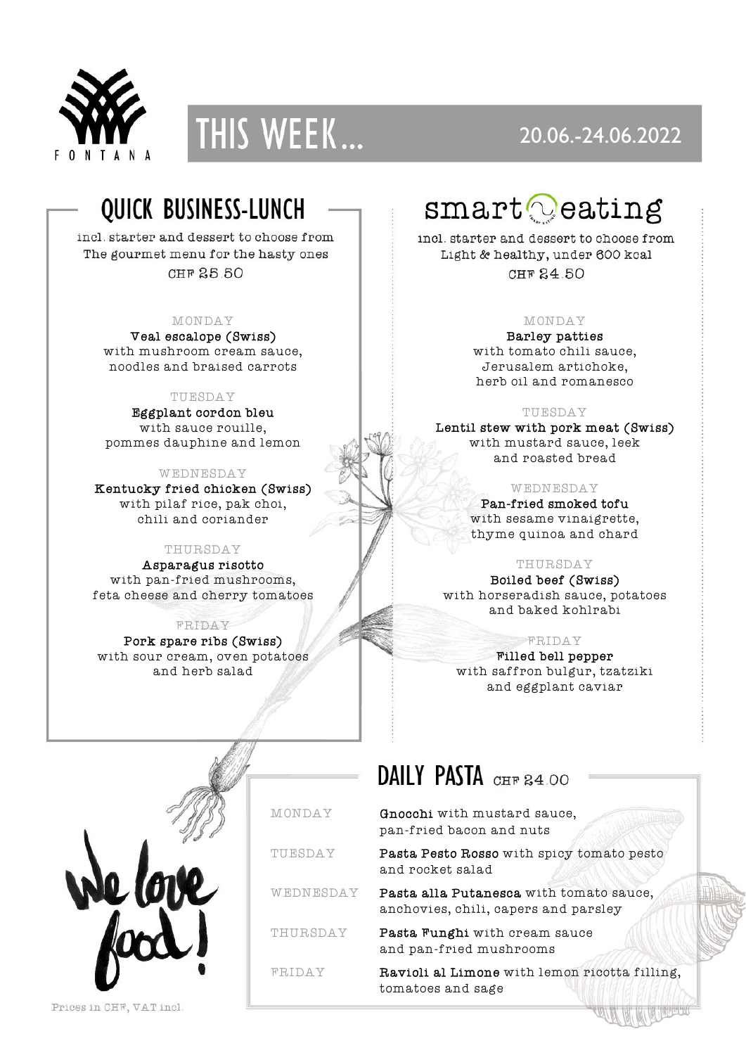FONTANA

# THIS WEEK...

20.06.-24.06.2022

## QUICK BUSINESS-LUNCH

incl. starter and dessert to choose from
The gourmet menu for the hasty ones
CHF 25.50

MONDAY
**Veal escalope (Swiss)**
with mushroom cream sauce,
noodles and braised carrots

TUESDAY
**Eggplant cordon bleu**
with sauce rouille,
pommes dauphine and lemon

WEDNESDAY
**Kentucky fried chicken (Swiss)**
with pilaf rice, pak choi,
chili and coriander

THURSDAY
**Asparagus risotto**
with pan-fried mushrooms,
feta cheese and cherry tomatoes

FRIDAY
**Pork spare ribs (Swiss)**
with sour cream, oven potatoes
and herb salad

## smart eating

incl. starter and dessert to choose from
Light & healthy, under 600 kcal
CHF 24.50

MONDAY
**Barley patties**
with tomato chili sauce,
Jerusalem artichoke,
herb oil and romanesco

TUESDAY
**Lentil stew with pork meat (Swiss)**
with mustard sauce, leek
and roasted bread

WEDNESDAY
**Pan-fried smoked tofu**
with sesame vinaigrette,
thyme quinoa and chard

THURSDAY
**Boiled beef (Swiss)**
with horseradish sauce, potatoes
and baked kohlrabi

FRIDAY
**Filled bell pepper**
with saffron bulgur, tzatziki
and eggplant caviar

## DAILY PASTA CHF 24.00

| | |
|---|---|
| MONDAY | **Gnocchi** with mustard sauce, pan-fried bacon and nuts |
| TUESDAY | **Pasta Pesto Rosso** with spicy tomato pesto and rocket salad |
| WEDNESDAY | **Pasta alla Putanesca** with tomato sauce, anchovies, chili, capers and parsley |
| THURSDAY | **Pasta Funghi** with cream sauce and pan-fried mushrooms |
| FRIDAY | **Ravioli al Limone** with lemon ricotta filling, tomatoes and sage |

We love food!

Prices in CHF, VAT incl.